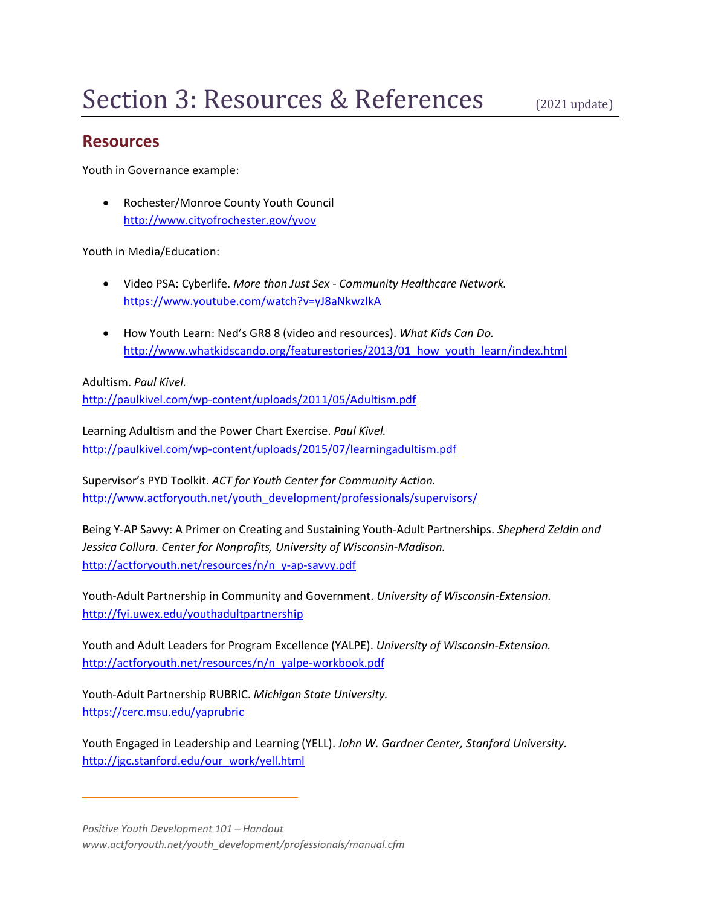# Section 3: Resources & References (2021 update)

## Resources

Youth in Governance example:

- Rochester/Monroe County Youth Council
  http://www.cityofrochester.gov/yvov

Youth in Media/Education:

- Video PSA: Cyberlife. *More than Just Sex - Community Healthcare Network.*
  https://www.youtube.com/watch?v=yJ8aNkwzlkA

- How Youth Learn: Ned's GR8 8 (video and resources). *What Kids Can Do.*
  http://www.whatkidscando.org/featurestories/2013/01_how_youth_learn/index.html

Adultism. *Paul Kivel.*
http://paulkivel.com/wp-content/uploads/2011/05/Adultism.pdf

Learning Adultism and the Power Chart Exercise. *Paul Kivel.*
http://paulkivel.com/wp-content/uploads/2015/07/learningadultism.pdf

Supervisor's PYD Toolkit. *ACT for Youth Center for Community Action.*
http://www.actforyouth.net/youth_development/professionals/supervisors/

Being Y-AP Savvy: A Primer on Creating and Sustaining Youth-Adult Partnerships. *Shepherd Zeldin and Jessica Collura. Center for Nonprofits, University of Wisconsin-Madison.*
http://actforyouth.net/resources/n/n_y-ap-savvy.pdf

Youth-Adult Partnership in Community and Government. *University of Wisconsin-Extension.*
http://fyi.uwex.edu/youthadultpartnership

Youth and Adult Leaders for Program Excellence (YALPE). *University of Wisconsin-Extension.*
http://actforyouth.net/resources/n/n_yalpe-workbook.pdf

Youth-Adult Partnership RUBRIC. *Michigan State University.*
https://cerc.msu.edu/yaprubric

Youth Engaged in Leadership and Learning (YELL). *John W. Gardner Center, Stanford University.*
http://jgc.stanford.edu/our_work/yell.html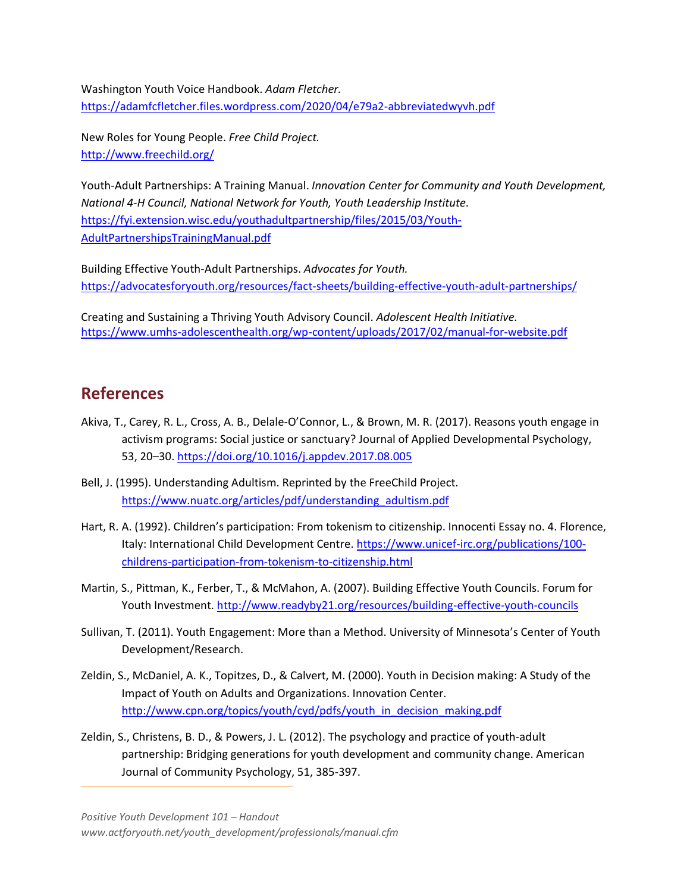Washington Youth Voice Handbook. *Adam Fletcher.*
https://adamfcfletcher.files.wordpress.com/2020/04/e79a2-abbreviatedwyvh.pdf

New Roles for Young People. *Free Child Project.*
http://www.freechild.org/

Youth-Adult Partnerships: A Training Manual. *Innovation Center for Community and Youth Development, National 4-H Council, National Network for Youth, Youth Leadership Institute*.
https://fyi.extension.wisc.edu/youthadultpartnership/files/2015/03/Youth-AdultPartnershipsTrainingManual.pdf

Building Effective Youth-Adult Partnerships. *Advocates for Youth.*
https://advocatesforyouth.org/resources/fact-sheets/building-effective-youth-adult-partnerships/

Creating and Sustaining a Thriving Youth Advisory Council. *Adolescent Health Initiative.*
https://www.umhs-adolescenthealth.org/wp-content/uploads/2017/02/manual-for-website.pdf

## References

Akiva, T., Carey, R. L., Cross, A. B., Delale-O'Connor, L., & Brown, M. R. (2017). Reasons youth engage in activism programs: Social justice or sanctuary? Journal of Applied Developmental Psychology, 53, 20–30. https://doi.org/10.1016/j.appdev.2017.08.005

Bell, J. (1995). Understanding Adultism. Reprinted by the FreeChild Project. https://www.nuatc.org/articles/pdf/understanding_adultism.pdf

Hart, R. A. (1992). Children's participation: From tokenism to citizenship. Innocenti Essay no. 4. Florence, Italy: International Child Development Centre. https://www.unicef-irc.org/publications/100-childrens-participation-from-tokenism-to-citizenship.html

Martin, S., Pittman, K., Ferber, T., & McMahon, A. (2007). Building Effective Youth Councils. Forum for Youth Investment. http://www.readyby21.org/resources/building-effective-youth-councils

Sullivan, T. (2011). Youth Engagement: More than a Method. University of Minnesota's Center of Youth Development/Research.

Zeldin, S., McDaniel, A. K., Topitzes, D., & Calvert, M. (2000). Youth in Decision making: A Study of the Impact of Youth on Adults and Organizations. Innovation Center. http://www.cpn.org/topics/youth/cyd/pdfs/youth_in_decision_making.pdf

Zeldin, S., Christens, B. D., & Powers, J. L. (2012). The psychology and practice of youth-adult partnership: Bridging generations for youth development and community change. American Journal of Community Psychology, 51, 385-397.